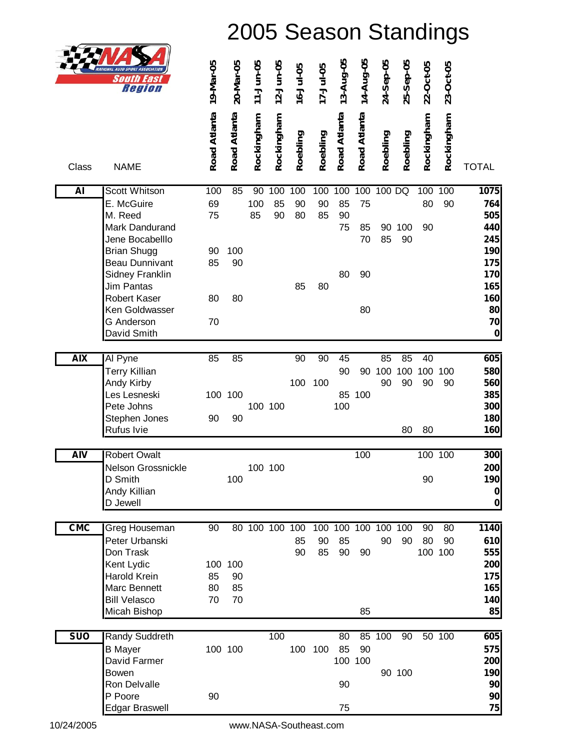# 2005 Season Standings

NASA National Auto Sport Association — South East Region

| Class | NAME | 19-Mar-05 Road Atlanta | 20-Mar-05 Road Atlanta | 11-Jun-05 Rockingham | 12-Jun-05 Rockingham | 16-Jul-05 Roebling | 17-Jul-05 Roebling | 13-Aug-05 Road Atlanta | 14-Aug-05 Road Atlanta | 24-Sep-05 Roebling | 25-Sep-05 Roebling | 22-Oct-05 Rockingham | 23-Oct-05 Rockingham | TOTAL |
|---|---|---|---|---|---|---|---|---|---|---|---|---|---|---|
| **AI** | Scott Whitson | 100 | 85 | 90 | 100 | 100 | 100 | 100 | 100 | 100 | DQ | 100 | 100 | **1075** |
| | E. McGuire | 69 | | 100 | 85 | 90 | 90 | 85 | 75 | | | 80 | 90 | **764** |
| | M. Reed | 75 | | 85 | 90 | 80 | 85 | 90 | | | | | | **505** |
| | Mark Dandurand | | | | | | | 75 | 85 | 90 | 100 | 90 | | **440** |
| | Jene Bocabelllo | | | | | | | | 70 | 85 | 90 | | | **245** |
| | Brian Shugg | 90 | 100 | | | | | | | | | | | **190** |
| | Beau Dunnivant | 85 | 90 | | | | | | | | | | | **175** |
| | Sidney Franklin | | | | | | | 80 | 90 | | | | | **170** |
| | Jim Pantas | | | | | 85 | 80 | | | | | | | **165** |
| | Robert Kaser | 80 | 80 | | | | | | | | | | | **160** |
| | Ken Goldwasser | | | | | | | | 80 | | | | | **80** |
| | G Anderson | 70 | | | | | | | | | | | | **70** |
| | David Smith | | | | | | | | | | | | | **0** |
| **AIX** | Al Pyne | 85 | 85 | | | 90 | 90 | 45 | | 85 | 85 | 40 | | **605** |
| | Terry Killian | | | | | | | 90 | 90 | 100 | 100 | 100 | 100 | **580** |
| | Andy Kirby | | | | | 100 | 100 | | | 90 | 90 | 90 | 90 | **560** |
| | Les Lesneski | 100 | 100 | | | | | 85 | 100 | | | | | **385** |
| | Pete Johns | | | 100 | 100 | | | 100 | | | | | | **300** |
| | Stephen Jones | 90 | 90 | | | | | | | | | | | **180** |
| | Rufus Ivie | | | | | | | | | | 80 | 80 | | **160** |
| **AIV** | Robert Owalt | | | | | | | | 100 | | | 100 | 100 | **300** |
| | Nelson Grossnickle | | | 100 | 100 | | | | | | | | | **200** |
| | D Smith | | 100 | | | | | | | | | 90 | | **190** |
| | Andy Killian | | | | | | | | | | | | | **0** |
| | D Jewell | | | | | | | | | | | | | **0** |
| **CMC** | Greg Houseman | 90 | 80 | 100 | 100 | 100 | 100 | 100 | 100 | 100 | 100 | 90 | 80 | **1140** |
| | Peter Urbanski | | | | | 85 | 90 | 85 | | 90 | 90 | 80 | 90 | **610** |
| | Don Trask | | | | | 90 | 85 | 90 | 90 | | | 100 | 100 | **555** |
| | Kent Lydic | 100 | 100 | | | | | | | | | | | **200** |
| | Harold Krein | 85 | 90 | | | | | | | | | | | **175** |
| | Marc Bennett | 80 | 85 | | | | | | | | | | | **165** |
| | Bill Velasco | 70 | 70 | | | | | | | | | | | **140** |
| | Micah Bishop | | | | | | | | 85 | | | | | **85** |
| **SUO** | Randy Suddreth | | | | 100 | | | 80 | 85 | 100 | 90 | 50 | 100 | **605** |
| | B Mayer | 100 | 100 | | | 100 | 100 | 85 | 90 | | | | | **575** |
| | David Farmer | | | | | | | 100 | 100 | | | | | **200** |
| | Bowen | | | | | | | | | 90 | 100 | | | **190** |
| | Ron Delvalle | | | | | | | 90 | | | | | | **90** |
| | P Poore | 90 | | | | | | | | | | | | **90** |
| | Edgar Braswell | | | | | | | 75 | | | | | | **75** |

10/24/2005 www.NASA-Southeast.com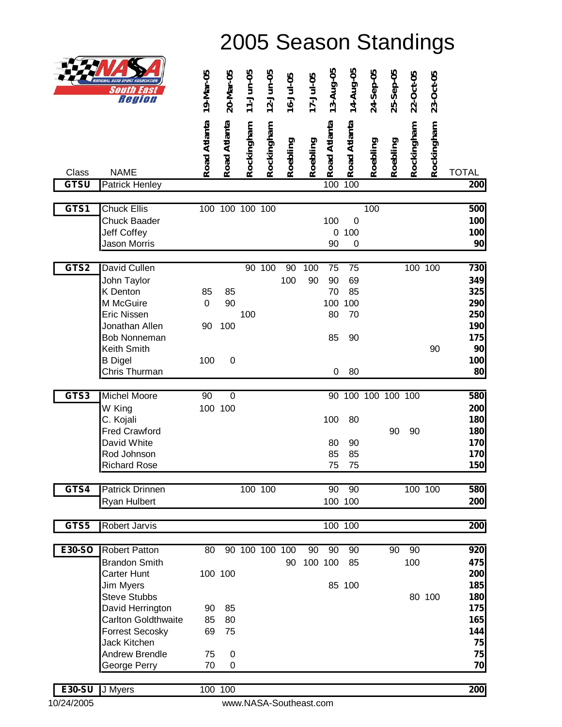# 2005 Season Standings

NASA National Auto Sport Association South East Region

| Class | NAME | 19-Mar-05 Road Atlanta | 20-Mar-05 Road Atlanta | 11-Jun-05 Rockingham | 12-Jun-05 Rockingham | 16-Jul-05 Roebling | 17-Jul-05 Roebling | 13-Aug-05 Road Atlanta | 14-Aug-05 Road Atlanta | 24-Sep-05 Roebling | 25-Sep-05 Roebling | 22-Oct-05 Rockingham | 23-Oct-05 Rockingham | TOTAL |
|---|---|---|---|---|---|---|---|---|---|---|---|---|---|---|
| GTSU | Patrick Henley | | | | | | | 100 | 100 | | | | | 200 |
| | | | | | | | | | | | | | | |
| GTS1 | Chuck Ellis | 100 | 100 | 100 | 100 | | | | | 100 | | | | 500 |
| | Chuck Baader | | | | | | | 100 | 0 | | | | | 100 |
| | Jeff Coffey | | | | | | | 0 | 100 | | | | | 100 |
| | Jason Morris | | | | | | | 90 | 0 | | | | | 90 |
| | | | | | | | | | | | | | | |
| GTS2 | David Cullen | | | 90 | 100 | 90 | 100 | 75 | 75 | | | 100 | 100 | 730 |
| | John Taylor | | | | | 100 | 90 | 90 | 69 | | | | | 349 |
| | K Denton | 85 | 85 | | | | | 70 | 85 | | | | | 325 |
| | M McGuire | 0 | 90 | | | | | 100 | 100 | | | | | 290 |
| | Eric Nissen | | | 100 | | | | 80 | 70 | | | | | 250 |
| | Jonathan Allen | 90 | 100 | | | | | | | | | | | 190 |
| | Bob Nonneman | | | | | | | 85 | 90 | | | | | 175 |
| | Keith Smith | | | | | | | | | | | | 90 | 90 |
| | B Digel | 100 | 0 | | | | | | | | | | | 100 |
| | Chris Thurman | | | | | | | 0 | 80 | | | | | 80 |
| | | | | | | | | | | | | | | |
| GTS3 | Michel Moore | 90 | 0 | | | | | 90 | 100 | 100 | 100 | 100 | | 580 |
| | W King | 100 | 100 | | | | | | | | | | | 200 |
| | C. Kojali | | | | | | | 100 | 80 | | | | | 180 |
| | Fred Crawford | | | | | | | | | | 90 | 90 | | 180 |
| | David White | | | | | | | 80 | 90 | | | | | 170 |
| | Rod Johnson | | | | | | | 85 | 85 | | | | | 170 |
| | Richard Rose | | | | | | | 75 | 75 | | | | | 150 |
| | | | | | | | | | | | | | | |
| GTS4 | Patrick Drinnen | | | 100 | 100 | | | 90 | 90 | | | 100 | 100 | 580 |
| | Ryan Hulbert | | | | | | | 100 | 100 | | | | | 200 |
| | | | | | | | | | | | | | | |
| GTS5 | Robert Jarvis | | | | | | | 100 | 100 | | | | | 200 |
| | | | | | | | | | | | | | | |
| E30-SO | Robert Patton | 80 | 90 | 100 | 100 | 100 | 90 | 90 | 90 | | 90 | 90 | | 920 |
| | Brandon Smith | | | | | 90 | 100 | 100 | 85 | | | 100 | | 475 |
| | Carter Hunt | 100 | 100 | | | | | | | | | | | 200 |
| | Jim Myers | | | | | | | 85 | 100 | | | | | 185 |
| | Steve Stubbs | | | | | | | | | | | 80 | 100 | 180 |
| | David Herrington | 90 | 85 | | | | | | | | | | | 175 |
| | Carlton Goldthwaite | 85 | 80 | | | | | | | | | | | 165 |
| | Forrest Secosky | 69 | 75 | | | | | | | | | | | 144 |
| | Jack Kitchen | | | | | | | | | | | | | 75 |
| | Andrew Brendle | 75 | 0 | | | | | | | | | | | 75 |
| | George Perry | 70 | 0 | | | | | | | | | | | 70 |
| | | | | | | | | | | | | | | |
| E30-SU | J Myers | 100 | 100 | | | | | | | | | | | 200 |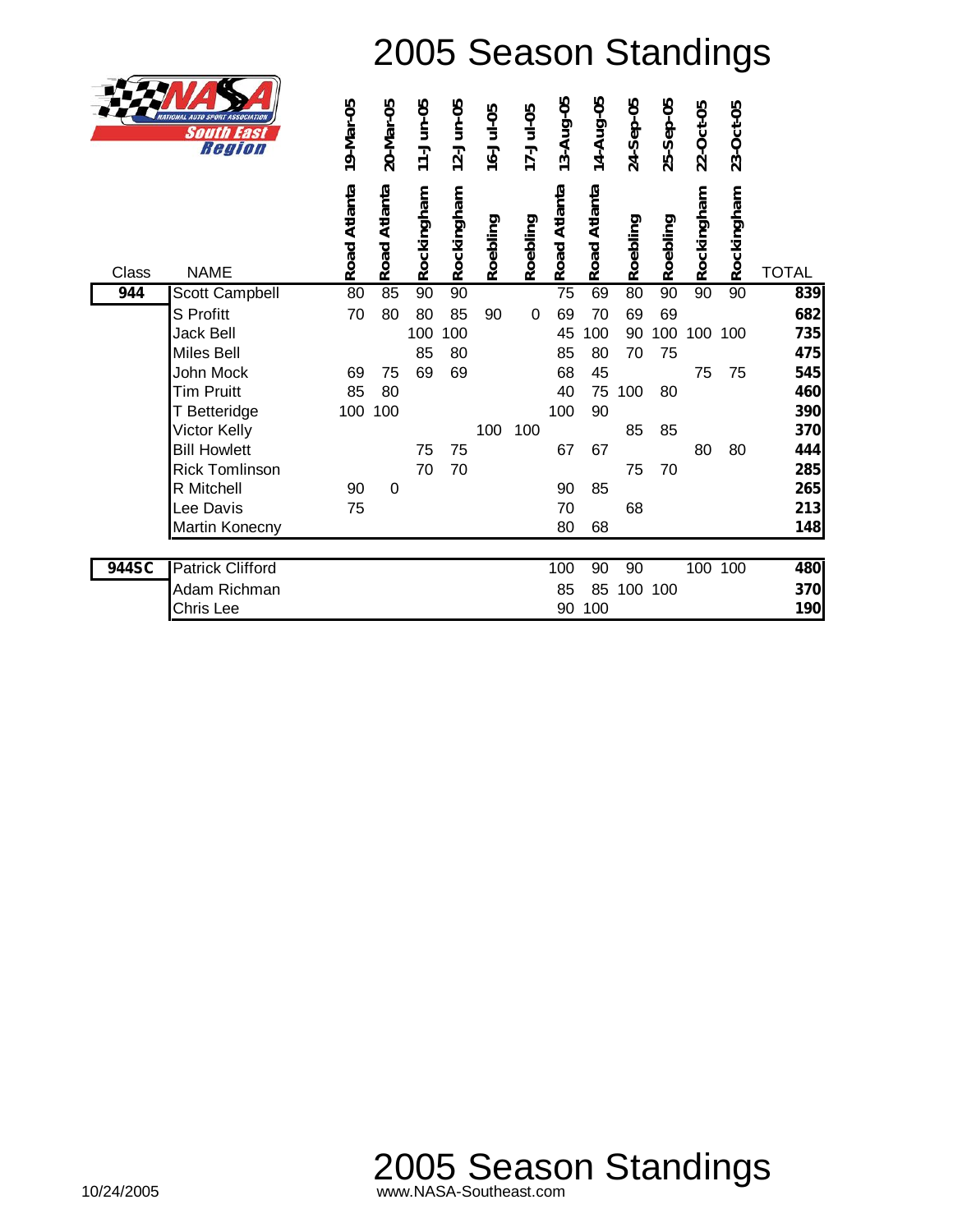# 2005 Season Standings

| Class | NAME | 19-Mar-05 Road Atlanta | 20-Mar-05 Road Atlanta | 11-Jun-05 Rockingham | 12-Jun-05 Rockingham | 16-Jul-05 Roebling | 17-Jul-05 Roebling | 13-Aug-05 Road Atlanta | 14-Aug-05 Road Atlanta | 24-Sep-05 Roebling | 25-Sep-05 Roebling | 22-Oct-05 Rockingham | 23-Oct-05 Rockingham | TOTAL |
|---|---|---|---|---|---|---|---|---|---|---|---|---|---|---|
| **944** | Scott Campbell | 80 | 85 | 90 | 90 | | | 75 | 69 | 80 | 90 | 90 | 90 | **839** |
| | S Profitt | 70 | 80 | 80 | 85 | 90 | 0 | 69 | 70 | 69 | 69 | | | **682** |
| | Jack Bell | | | 100 | 100 | | | 45 | 100 | 90 | 100 | 100 | 100 | **735** |
| | Miles Bell | | | 85 | 80 | | | 85 | 80 | 70 | 75 | | | **475** |
| | John Mock | 69 | 75 | 69 | 69 | | | 68 | 45 | | | 75 | 75 | **545** |
| | Tim Pruitt | 85 | 80 | | | | | 40 | 75 | 100 | 80 | | | **460** |
| | T Betteridge | 100 | 100 | | | | | 100 | 90 | | | | | **390** |
| | Victor Kelly | | | | | 100 | 100 | | | 85 | 85 | | | **370** |
| | Bill Howlett | | | 75 | 75 | | | 67 | 67 | | | 80 | 80 | **444** |
| | Rick Tomlinson | | | 70 | 70 | | | | | 75 | 70 | | | **285** |
| | R Mitchell | 90 | 0 | | | | | 90 | 85 | | | | | **265** |
| | Lee Davis | 75 | | | | | | 70 | | 68 | | | | **213** |
| | Martin Konecny | | | | | | | 80 | 68 | | | | | **148** |
| **944SC** | Patrick Clifford | | | | | | | 100 | 90 | 90 | | 100 | 100 | **480** |
| | Adam Richman | | | | | | | 85 | 85 | 100 | 100 | | | **370** |
| | Chris Lee | | | | | | | 90 | 100 | | | | | **190** |

10/24/2005

www.NASA-Southeast.com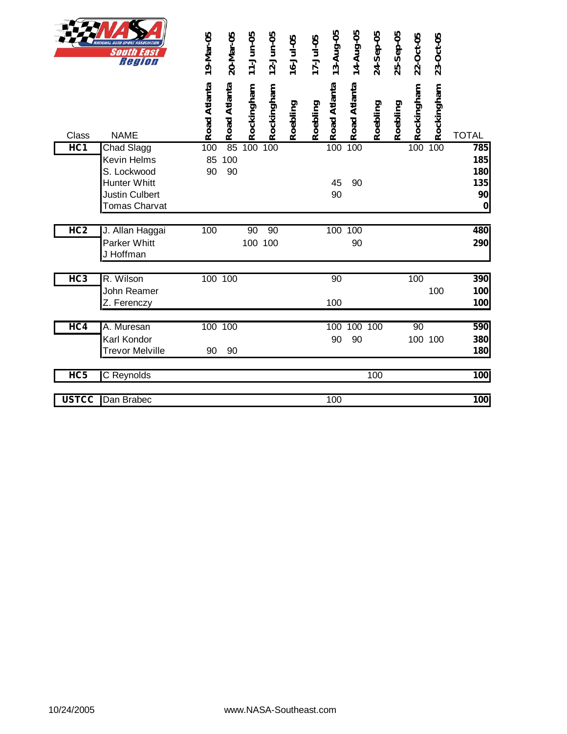NASA National Auto Sport Association South East Region

| Class | NAME | 19-Mar-05 Road Atlanta | 20-Mar-05 Road Atlanta | 11-Jun-05 Rockingham | 12-Jun-05 Rockingham | 16-Jul-05 Roebling | 17-Jul-05 Roebling | 13-Aug-05 Road Atlanta | 14-Aug-05 Road Atlanta | 24-Sep-05 Roebling | 25-Sep-05 Roebling | 22-Oct-05 Rockingham | 23-Oct-05 Rockingham | TOTAL |
|---|---|---|---|---|---|---|---|---|---|---|---|---|---|---|
| **HC1** | Chad Slagg | 100 | 85 | 100 | 100 | | | 100 | 100 | | | 100 | 100 | **785** |
| | Kevin Helms | 85 | 100 | | | | | | | | | | | **185** |
| | S. Lockwood | 90 | 90 | | | | | | | | | | | **180** |
| | Hunter Whitt | | | | | | | 45 | 90 | | | | | **135** |
| | Justin Culbert | | | | | | | 90 | | | | | | **90** |
| | Tomas Charvat | | | | | | | | | | | | | **0** |
| **HC2** | J. Allan Haggai | 100 | | 90 | 90 | | | 100 | 100 | | | | | **480** |
| | Parker Whitt | | | 100 | 100 | | | | 90 | | | | | **290** |
| | J Hoffman | | | | | | | | | | | | | |
| **HC3** | R. Wilson | 100 | 100 | | | | | 90 | | | | 100 | | **390** |
| | John Reamer | | | | | | | | | | | | 100 | **100** |
| | Z. Ferenczy | | | | | | | 100 | | | | | | **100** |
| **HC4** | A. Muresan | 100 | 100 | | | | | 100 | 100 | 100 | | 90 | | **590** |
| | Karl Kondor | | | | | | | 90 | 90 | | | 100 | 100 | **380** |
| | Trevor Melville | 90 | 90 | | | | | | | | | | | **180** |
| **HC5** | C Reynolds | | | | | | | | | 100 | | | | **100** |
| **USTCC** | Dan Brabec | | | | | | | 100 | | | | | | **100** |

10/24/2005 www.NASA-Southeast.com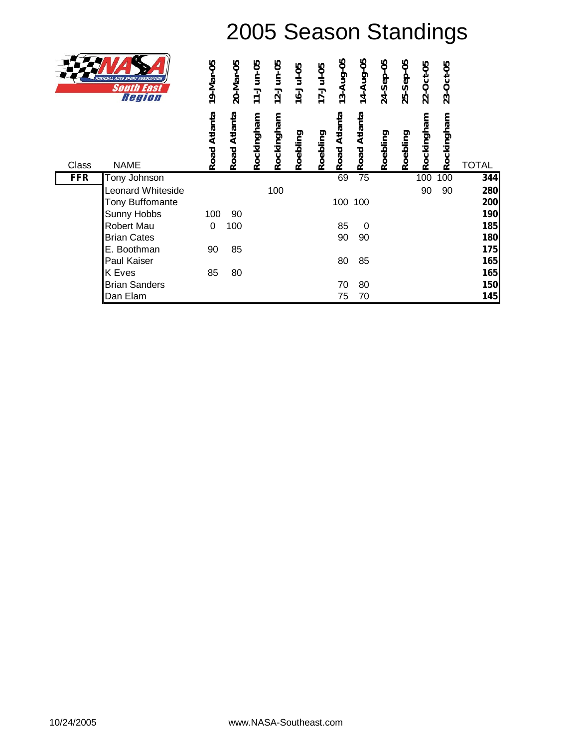# 2005 Season Standings

| Class | NAME | 19-Mar-05 Road Atlanta | 20-Mar-05 Road Atlanta | 11-Jun-05 Rockingham | 12-Jun-05 Rockingham | 16-Jul-05 Roebling | 17-Jul-05 Roebling | 13-Aug-05 Road Atlanta | 14-Aug-05 Road Atlanta | 24-Sep-05 Roebling | 25-Sep-05 Roebling | 22-Oct-05 Rockingham | 23-Oct-05 Rockingham | TOTAL |
|---|---|---|---|---|---|---|---|---|---|---|---|---|---|---|
| **FFR** | Tony Johnson | | | | | | | 69 | 75 | | | 100 | 100 | **344** |
| | Leonard Whiteside | | | | 100 | | | | | | | 90 | 90 | **280** |
| | Tony Buffomante | | | | | | | 100 | 100 | | | | | **200** |
| | Sunny Hobbs | 100 | 90 | | | | | | | | | | | **190** |
| | Robert Mau | 0 | 100 | | | | | 85 | 0 | | | | | **185** |
| | Brian Cates | | | | | | | 90 | 90 | | | | | **180** |
| | E. Boothman | 90 | 85 | | | | | | | | | | | **175** |
| | Paul Kaiser | | | | | | | 80 | 85 | | | | | **165** |
| | K Eves | 85 | 80 | | | | | | | | | | | **165** |
| | Brian Sanders | | | | | | | 70 | 80 | | | | | **150** |
| | Dan Elam | | | | | | | 75 | 70 | | | | | **145** |

10/24/2005 www.NASA-Southeast.com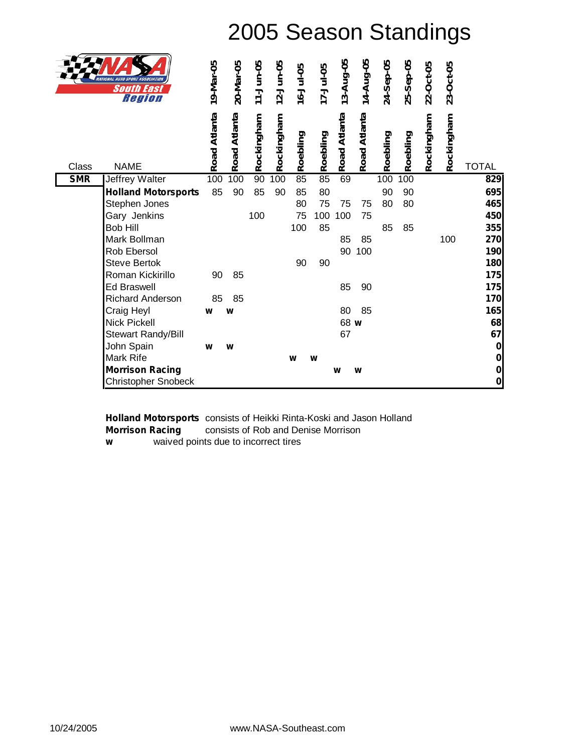# 2005 Season Standings

NASA National Auto Sport Association South East Region

| Class | NAME | 19-Mar-05 Road Atlanta | 20-Mar-05 Road Atlanta | 11-Jun-05 Rockingham | 12-Jun-05 Rockingham | 16-Jul-05 Roebling | 17-Jul-05 Roebling | 13-Aug-05 Road Atlanta | 14-Aug-05 Road Atlanta | 24-Sep-05 Roebling | 25-Sep-05 Roebling | 22-Oct-05 Rockingham | 23-Oct-05 Rockingham | TOTAL |
|---|---|---|---|---|---|---|---|---|---|---|---|---|---|---|
| **SMR** | Jeffrey Walter | 100 | 100 | 90 | 100 | 85 | 85 | 69 | | 100 | 100 | | | **829** |
| | **Holland Motorsports** | 85 | 90 | 85 | 90 | 85 | 80 | | | 90 | 90 | | | **695** |
| | Stephen Jones | | | | | 80 | 75 | 75 | 75 | 80 | 80 | | | **465** |
| | Gary Jenkins | | | 100 | | 75 | 100 | 100 | 75 | | | | | **450** |
| | Bob Hill | | | | | 100 | 85 | | | 85 | 85 | | | **355** |
| | Mark Bollman | | | | | | | 85 | 85 | | | | 100 | **270** |
| | Rob Ebersol | | | | | | | 90 | 100 | | | | | **190** |
| | Steve Bertok | | | | | 90 | 90 | | | | | | | **180** |
| | Roman Kickirillo | 90 | 85 | | | | | | | | | | | **175** |
| | Ed Braswell | | | | | | | 85 | 90 | | | | | **175** |
| | Richard Anderson | 85 | 85 | | | | | | | | | | | **170** |
| | Craig Heyl | **w** | **w** | | | | | 80 | 85 | | | | | **165** |
| | Nick Pickell | | | | | | | 68 | **w** | | | | | **68** |
| | Stewart Randy/Bill | | | | | | | 67 | | | | | | **67** |
| | John Spain | **w** | **w** | | | | | | | | | | | **0** |
| | Mark Rife | | | | | **w** | **w** | | | | | | | **0** |
| | **Morrison Racing** | | | | | | | **w** | **w** | | | | | **0** |
| | Christopher Snobeck | | | | | | | | | | | | | **0** |

**Holland Motorsports** consists of Heikki Rinta-Koski and Jason Holland
**Morrison Racing** consists of Rob and Denise Morrison
**w** waived points due to incorrect tires

10/24/2005 www.NASA-Southeast.com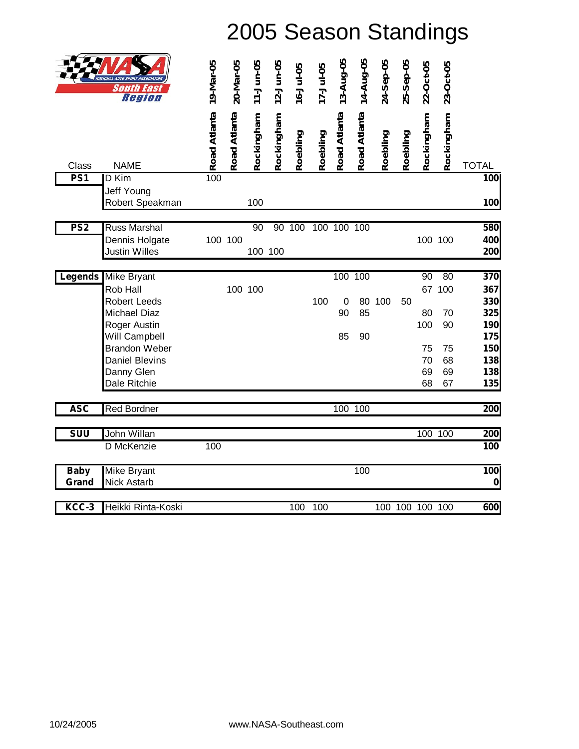# 2005 Season Standings

NASA National Auto Sport Association South East Region

| Class | NAME | 19-Mar-05 Road Atlanta | 20-Mar-05 Road Atlanta | 11-Jun-05 Rockingham | 12-Jun-05 Rockingham | 16-Jul-05 Roebling | 17-Jul-05 Roebling | 13-Aug-05 Road Atlanta | 14-Aug-05 Road Atlanta | 24-Sep-05 Roebling | 25-Sep-05 Roebling | 22-Oct-05 Rockingham | 23-Oct-05 Rockingham | TOTAL |
|---|---|---|---|---|---|---|---|---|---|---|---|---|---|---|
| **PS1** | D Kim | 100 | | | | | | | | | | | | **100** |
| | Jeff Young | | | | | | | | | | | | | |
| | Robert Speakman | | | 100 | | | | | | | | | | **100** |
| **PS2** | Russ Marshal | | | 90 | 90 | 100 | 100 | 100 | 100 | | | | | **580** |
| | Dennis Holgate | 100 | 100 | | | | | | | | | 100 | 100 | **400** |
| | Justin Willes | | | 100 | 100 | | | | | | | | | **200** |
| **Legends** | Mike Bryant | | | | | | | 100 | 100 | | | 90 | 80 | **370** |
| | Rob Hall | | 100 | 100 | | | | | | | | 67 | 100 | **367** |
| | Robert Leeds | | | | | | 100 | 0 | 80 | 100 | 50 | | | **330** |
| | Michael Diaz | | | | | | | 90 | 85 | | | 80 | 70 | **325** |
| | Roger Austin | | | | | | | | | | | 100 | 90 | **190** |
| | Will Campbell | | | | | | | 85 | 90 | | | | | **175** |
| | Brandon Weber | | | | | | | | | | | 75 | 75 | **150** |
| | Daniel Blevins | | | | | | | | | | | 70 | 68 | **138** |
| | Danny Glen | | | | | | | | | | | 69 | 69 | **138** |
| | Dale Ritchie | | | | | | | | | | | 68 | 67 | **135** |
| **ASC** | Red Bordner | | | | | | | 100 | 100 | | | | | **200** |
| **SUU** | John Willan | | | | | | | | | | | 100 | 100 | **200** |
| | D McKenzie | 100 | | | | | | | | | | | | **100** |
| **Baby Grand** | Mike Bryant | | | | | | | | 100 | | | | | **100** |
| | Nick Astarb | | | | | | | | | | | | | **0** |
| **KCC-3** | Heikki Rinta-Koski | | | | | 100 | 100 | | | 100 | 100 | 100 | 100 | **600** |

10/24/2005 www.NASA-Southeast.com